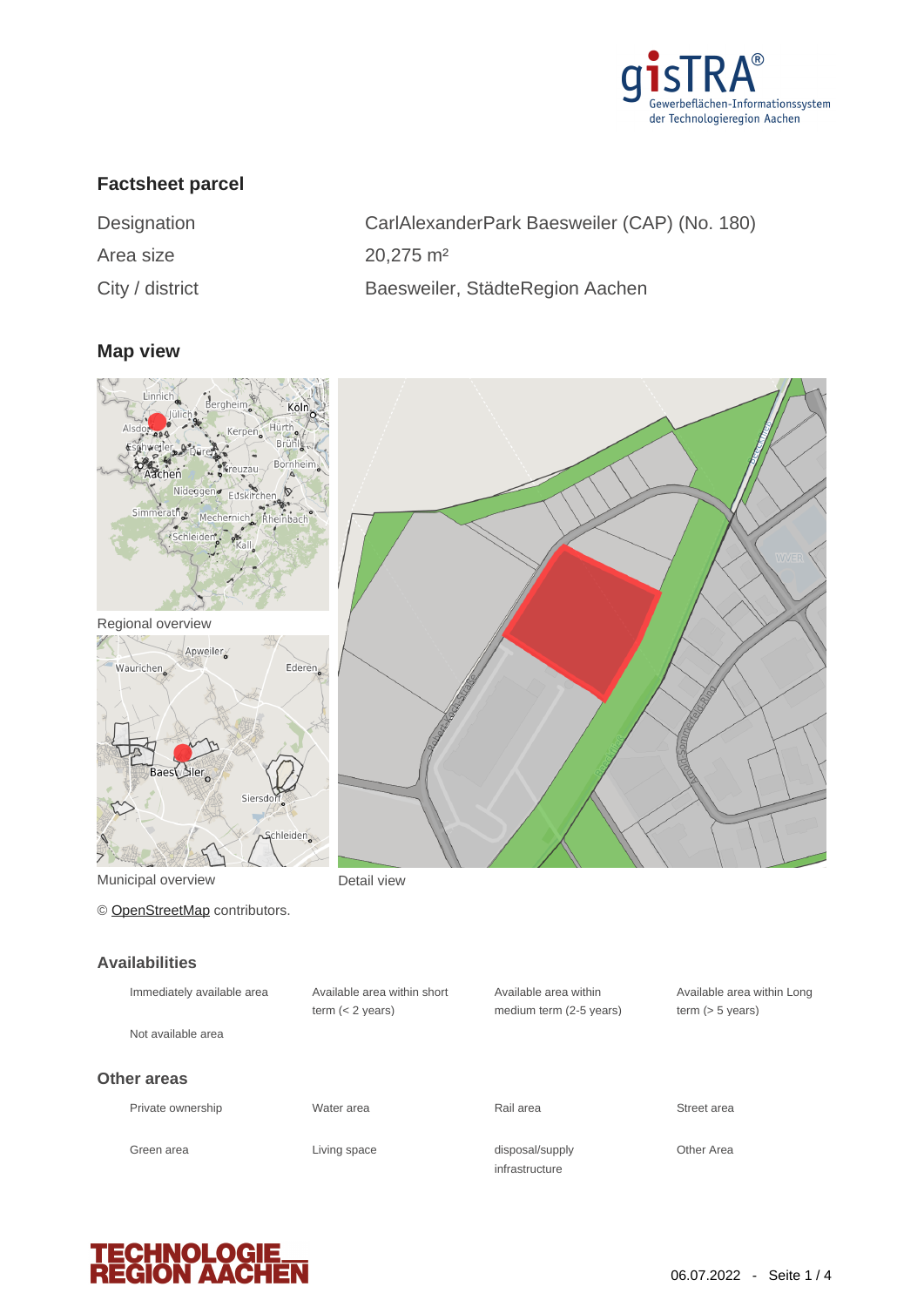## Factsheet parcel

| Designation | CarlAlexanderPark Baesweiler (CAP) (No. 180) |
|---|---|
| Area size | 20,275 m² |
| City / district | Baesweiler, StädteRegion Aachen |

## Map view

Regional overview

Municipal overview

Detail view

© OpenStreetMap contributors.

## Availabilities

| | | | |
|---|---|---|---|
| Immediately available area | Available area within short term (< 2 years) | Available area within medium term (2-5 years) | Available area within Long term (> 5 years) |
| Not available area | | | |

## Other areas

| | | | |
|---|---|---|---|
| Private ownership | Water area | Rail area | Street area |
| Green area | Living space | disposal/supply infrastructure | Other Area |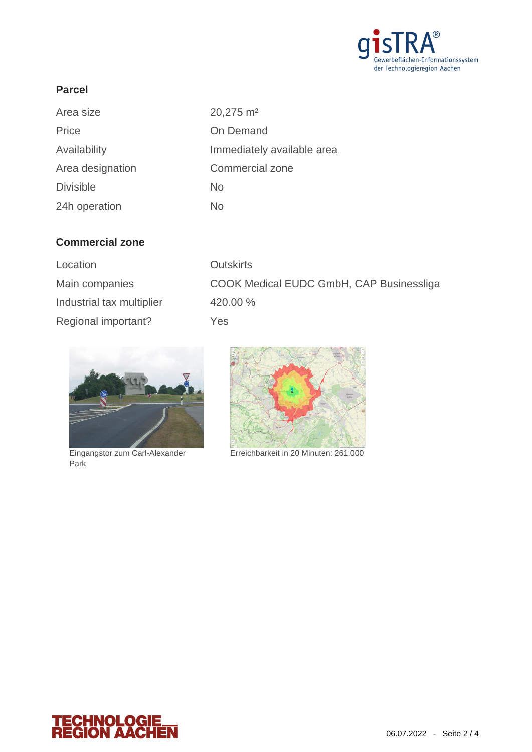## Parcel

| | |
|---|---|
| Area size | 20,275 m² |
| Price | On Demand |
| Availability | Immediately available area |
| Area designation | Commercial zone |
| Divisible | No |
| 24h operation | No |

## Commercial zone

| | |
|---|---|
| Location | Outskirts |
| Main companies | COOK Medical EUDC GmbH, CAP Businessliga |
| Industrial tax multiplier | 420.00 % |
| Regional important? | Yes |

Eingangstor zum Carl-Alexander Park

Erreichbarkeit in 20 Minuten: 261.000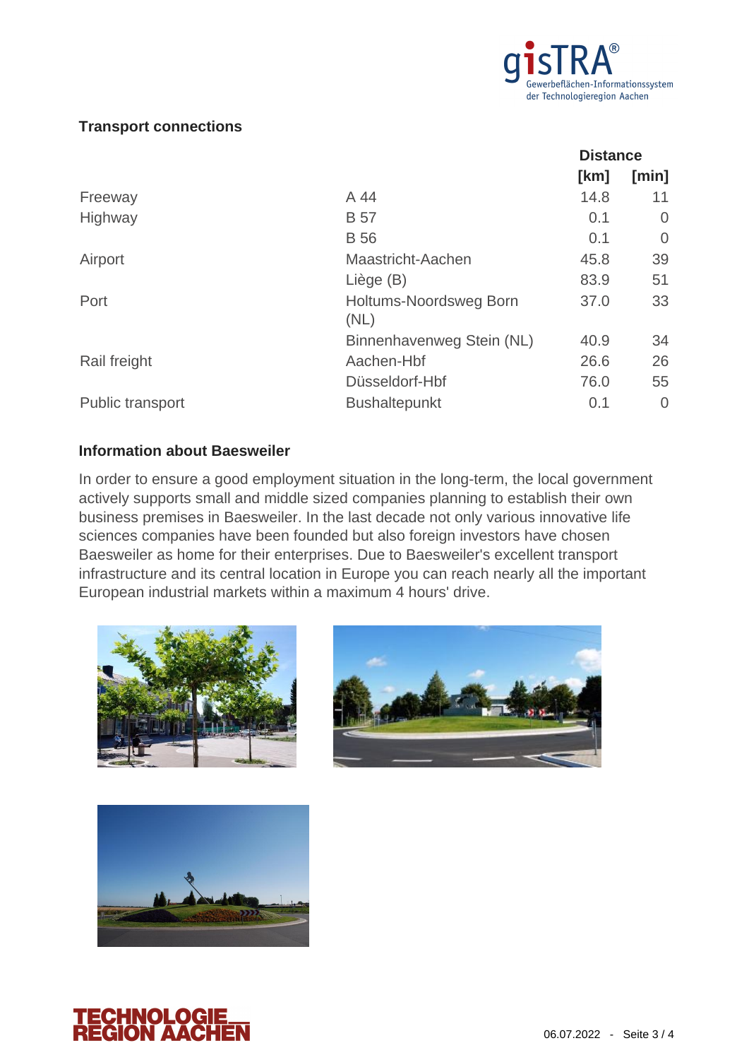## Transport connections

| | | Distance | |
|---|---|---|---|
| | | [km] | [min] |
| Freeway | A 44 | 14.8 | 11 |
| Highway | B 57 | 0.1 | 0 |
| | B 56 | 0.1 | 0 |
| Airport | Maastricht-Aachen | 45.8 | 39 |
| | Liège (B) | 83.9 | 51 |
| Port | Holtums-Noordsweg Born (NL) | 37.0 | 33 |
| | Binnenhavenweg Stein (NL) | 40.9 | 34 |
| Rail freight | Aachen-Hbf | 26.6 | 26 |
| | Düsseldorf-Hbf | 76.0 | 55 |
| Public transport | Bushaltepunkt | 0.1 | 0 |

## Information about Baesweiler

In order to ensure a good employment situation in the long-term, the local government actively supports small and middle sized companies planning to establish their own business premises in Baesweiler. In the last decade not only various innovative life sciences companies have been founded but also foreign investors have chosen Baesweiler as home for their enterprises. Due to Baesweiler's excellent transport infrastructure and its central location in Europe you can reach nearly all the important European industrial markets within a maximum 4 hours' drive.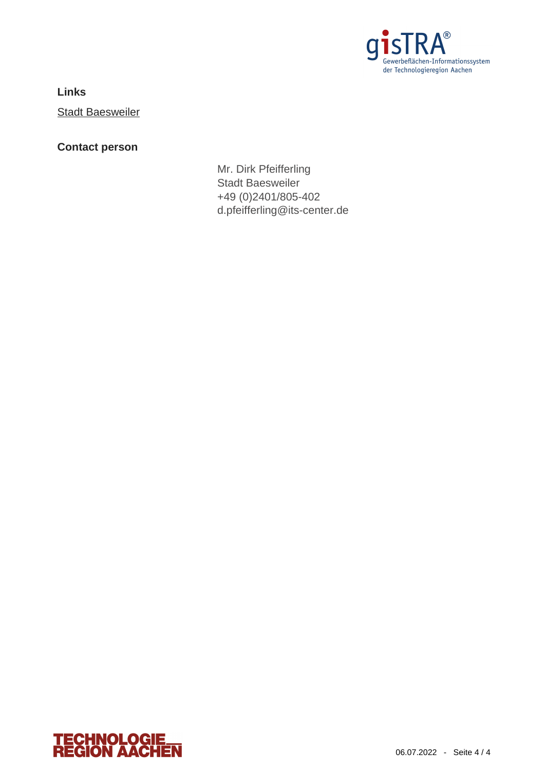**Links**

Stadt Baesweiler

**Contact person**

Mr. Dirk Pfeifferling
Stadt Baesweiler
+49 (0)2401/805-402
d.pfeifferling@its-center.de